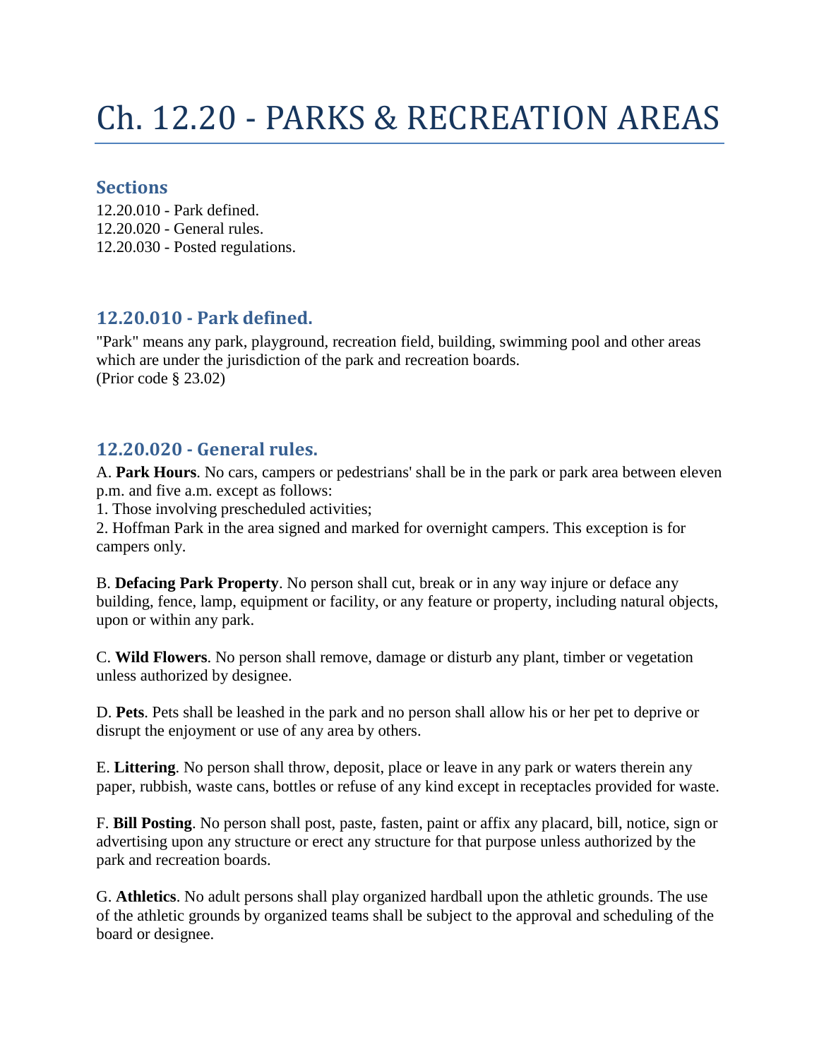# Ch. 12.20 - PARKS & RECREATION AREAS

### Sections

12.20.010 - Park defined.
12.20.020 - General rules.
12.20.030 - Posted regulations.

### 12.20.010 - Park defined.

"Park" means any park, playground, recreation field, building, swimming pool and other areas which are under the jurisdiction of the park and recreation boards.
(Prior code § 23.02)

### 12.20.020 - General rules.

A. **Park Hours**. No cars, campers or pedestrians' shall be in the park or park area between eleven p.m. and five a.m. except as follows:
1. Those involving prescheduled activities;
2. Hoffman Park in the area signed and marked for overnight campers. This exception is for campers only.

B. **Defacing Park Property**. No person shall cut, break or in any way injure or deface any building, fence, lamp, equipment or facility, or any feature or property, including natural objects, upon or within any park.

C. **Wild Flowers**. No person shall remove, damage or disturb any plant, timber or vegetation unless authorized by designee.

D. **Pets**. Pets shall be leashed in the park and no person shall allow his or her pet to deprive or disrupt the enjoyment or use of any area by others.

E. **Littering**. No person shall throw, deposit, place or leave in any park or waters therein any paper, rubbish, waste cans, bottles or refuse of any kind except in receptacles provided for waste.

F. **Bill Posting**. No person shall post, paste, fasten, paint or affix any placard, bill, notice, sign or advertising upon any structure or erect any structure for that purpose unless authorized by the park and recreation boards.

G. **Athletics**. No adult persons shall play organized hardball upon the athletic grounds. The use of the athletic grounds by organized teams shall be subject to the approval and scheduling of the board or designee.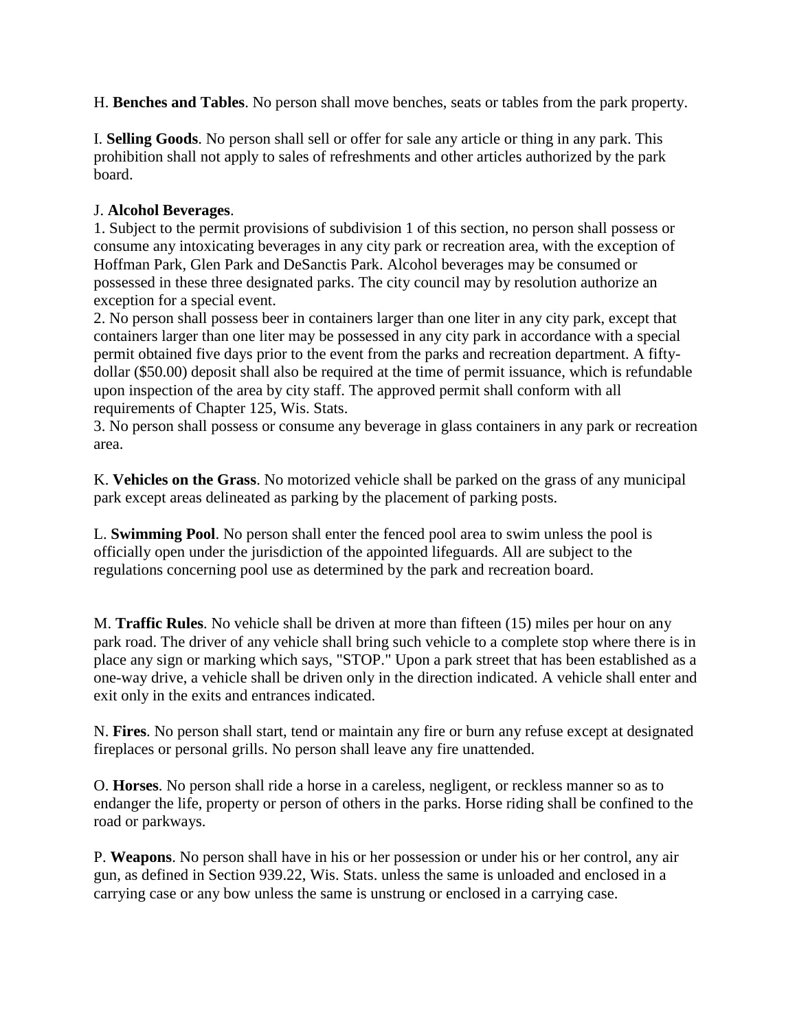H. **Benches and Tables**. No person shall move benches, seats or tables from the park property.

I. **Selling Goods**. No person shall sell or offer for sale any article or thing in any park. This prohibition shall not apply to sales of refreshments and other articles authorized by the park board.

J. **Alcohol Beverages**.
1. Subject to the permit provisions of subdivision 1 of this section, no person shall possess or consume any intoxicating beverages in any city park or recreation area, with the exception of Hoffman Park, Glen Park and DeSanctis Park. Alcohol beverages may be consumed or possessed in these three designated parks. The city council may by resolution authorize an exception for a special event.
2. No person shall possess beer in containers larger than one liter in any city park, except that containers larger than one liter may be possessed in any city park in accordance with a special permit obtained five days prior to the event from the parks and recreation department. A fifty-dollar ($50.00) deposit shall also be required at the time of permit issuance, which is refundable upon inspection of the area by city staff. The approved permit shall conform with all requirements of Chapter 125, Wis. Stats.
3. No person shall possess or consume any beverage in glass containers in any park or recreation area.

K. **Vehicles on the Grass**. No motorized vehicle shall be parked on the grass of any municipal park except areas delineated as parking by the placement of parking posts.

L. **Swimming Pool**. No person shall enter the fenced pool area to swim unless the pool is officially open under the jurisdiction of the appointed lifeguards. All are subject to the regulations concerning pool use as determined by the park and recreation board.

M. **Traffic Rules**. No vehicle shall be driven at more than fifteen (15) miles per hour on any park road. The driver of any vehicle shall bring such vehicle to a complete stop where there is in place any sign or marking which says, "STOP." Upon a park street that has been established as a one-way drive, a vehicle shall be driven only in the direction indicated. A vehicle shall enter and exit only in the exits and entrances indicated.

N. **Fires**. No person shall start, tend or maintain any fire or burn any refuse except at designated fireplaces or personal grills. No person shall leave any fire unattended.

O. **Horses**. No person shall ride a horse in a careless, negligent, or reckless manner so as to endanger the life, property or person of others in the parks. Horse riding shall be confined to the road or parkways.

P. **Weapons**. No person shall have in his or her possession or under his or her control, any air gun, as defined in Section 939.22, Wis. Stats. unless the same is unloaded and enclosed in a carrying case or any bow unless the same is unstrung or enclosed in a carrying case.